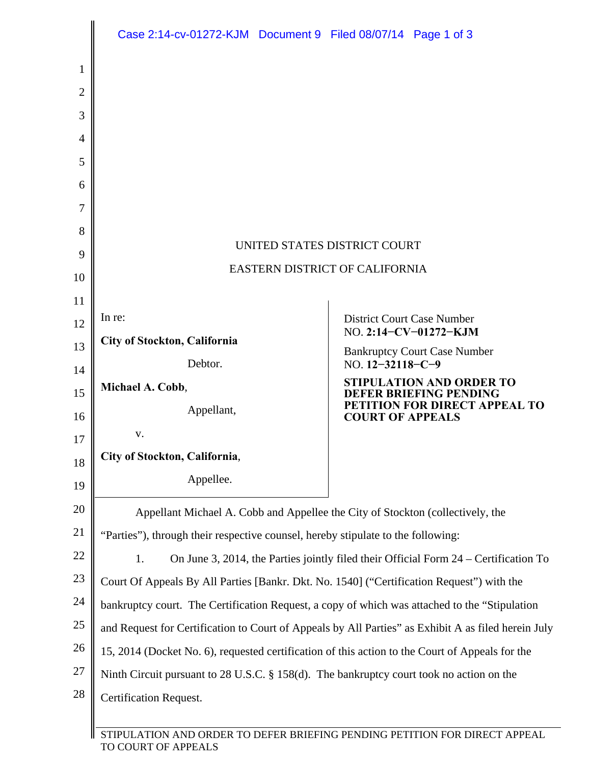UNITED STATES DISTRICT COURT

EASTERN DISTRICT OF CALIFORNIA

| | |
|---|---|
| In re:<br><br>**City of Stockton, California**<br><br>Debtor.<br><br>**Michael A. Cobb**,<br><br>Appellant,<br><br>v.<br><br>**City of Stockton, California**,<br><br>Appellee. | District Court Case Number<br>NO. **2:14−CV−01272−KJM**<br><br>Bankruptcy Court Case Number<br>NO. **12−32118−C−9**<br><br>**STIPULATION AND ORDER TO DEFER BRIEFING PENDING PETITION FOR DIRECT APPEAL TO COURT OF APPEALS** |

Appellant Michael A. Cobb and Appellee the City of Stockton (collectively, the "Parties"), through their respective counsel, hereby stipulate to the following:

1. On June 3, 2014, the Parties jointly filed their Official Form 24 – Certification To Court Of Appeals By All Parties [Bankr. Dkt. No. 1540] ("Certification Request") with the bankruptcy court. The Certification Request, a copy of which was attached to the "Stipulation and Request for Certification to Court of Appeals by All Parties" as Exhibit A as filed herein July 15, 2014 (Docket No. 6), requested certification of this action to the Court of Appeals for the Ninth Circuit pursuant to 28 U.S.C. § 158(d). The bankruptcy court took no action on the Certification Request.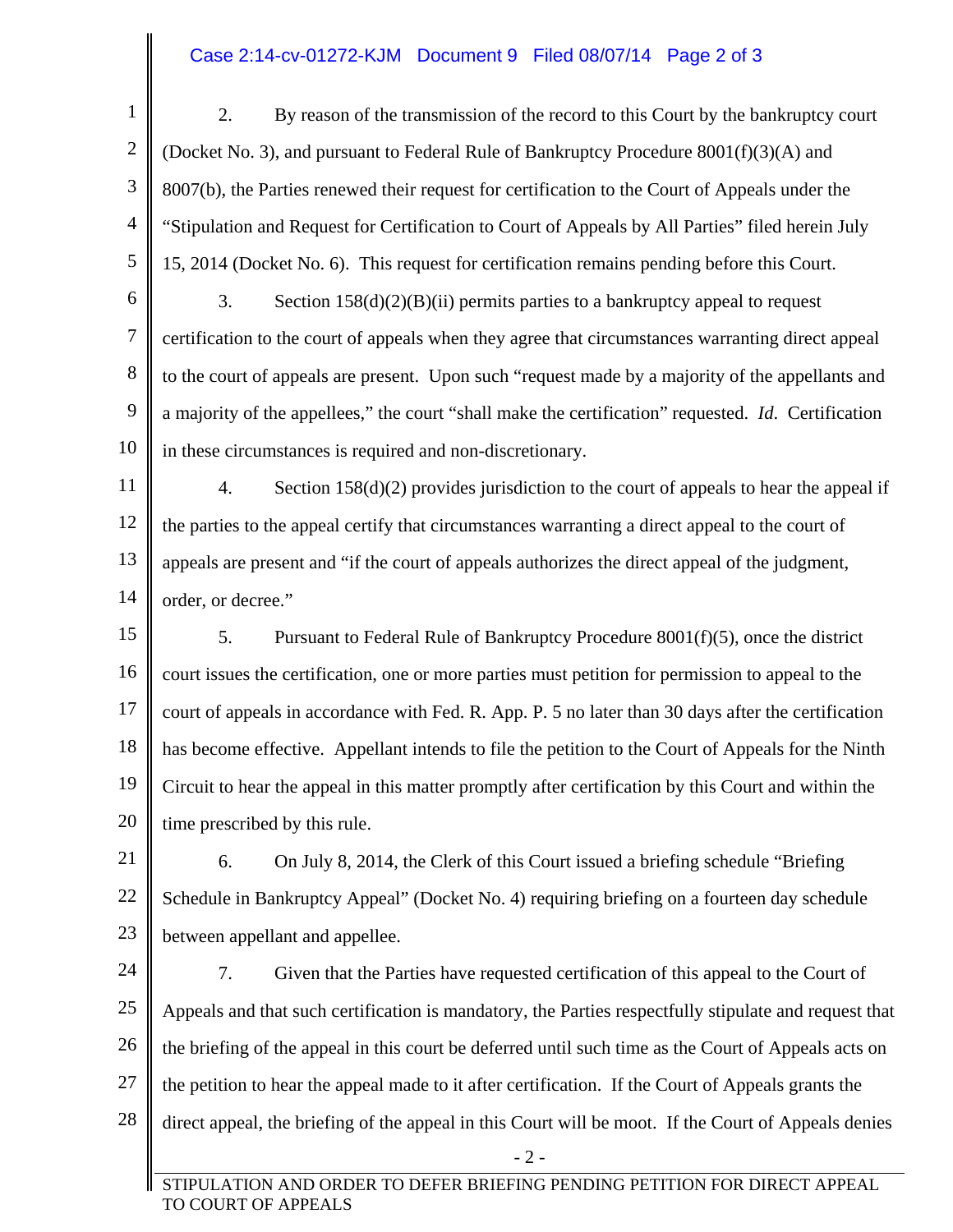2. By reason of the transmission of the record to this Court by the bankruptcy court (Docket No. 3), and pursuant to Federal Rule of Bankruptcy Procedure 8001(f)(3)(A) and 8007(b), the Parties renewed their request for certification to the Court of Appeals under the "Stipulation and Request for Certification to Court of Appeals by All Parties" filed herein July 15, 2014 (Docket No. 6). This request for certification remains pending before this Court.

3. Section 158(d)(2)(B)(ii) permits parties to a bankruptcy appeal to request certification to the court of appeals when they agree that circumstances warranting direct appeal to the court of appeals are present. Upon such "request made by a majority of the appellants and a majority of the appellees," the court "shall make the certification" requested. *Id.* Certification in these circumstances is required and non-discretionary.

4. Section 158(d)(2) provides jurisdiction to the court of appeals to hear the appeal if the parties to the appeal certify that circumstances warranting a direct appeal to the court of appeals are present and "if the court of appeals authorizes the direct appeal of the judgment, order, or decree."

5. Pursuant to Federal Rule of Bankruptcy Procedure 8001(f)(5), once the district court issues the certification, one or more parties must petition for permission to appeal to the court of appeals in accordance with Fed. R. App. P. 5 no later than 30 days after the certification has become effective. Appellant intends to file the petition to the Court of Appeals for the Ninth Circuit to hear the appeal in this matter promptly after certification by this Court and within the time prescribed by this rule.

6. On July 8, 2014, the Clerk of this Court issued a briefing schedule "Briefing Schedule in Bankruptcy Appeal" (Docket No. 4) requiring briefing on a fourteen day schedule between appellant and appellee.

7. Given that the Parties have requested certification of this appeal to the Court of Appeals and that such certification is mandatory, the Parties respectfully stipulate and request that the briefing of the appeal in this court be deferred until such time as the Court of Appeals acts on the petition to hear the appeal made to it after certification. If the Court of Appeals grants the direct appeal, the briefing of the appeal in this Court will be moot. If the Court of Appeals denies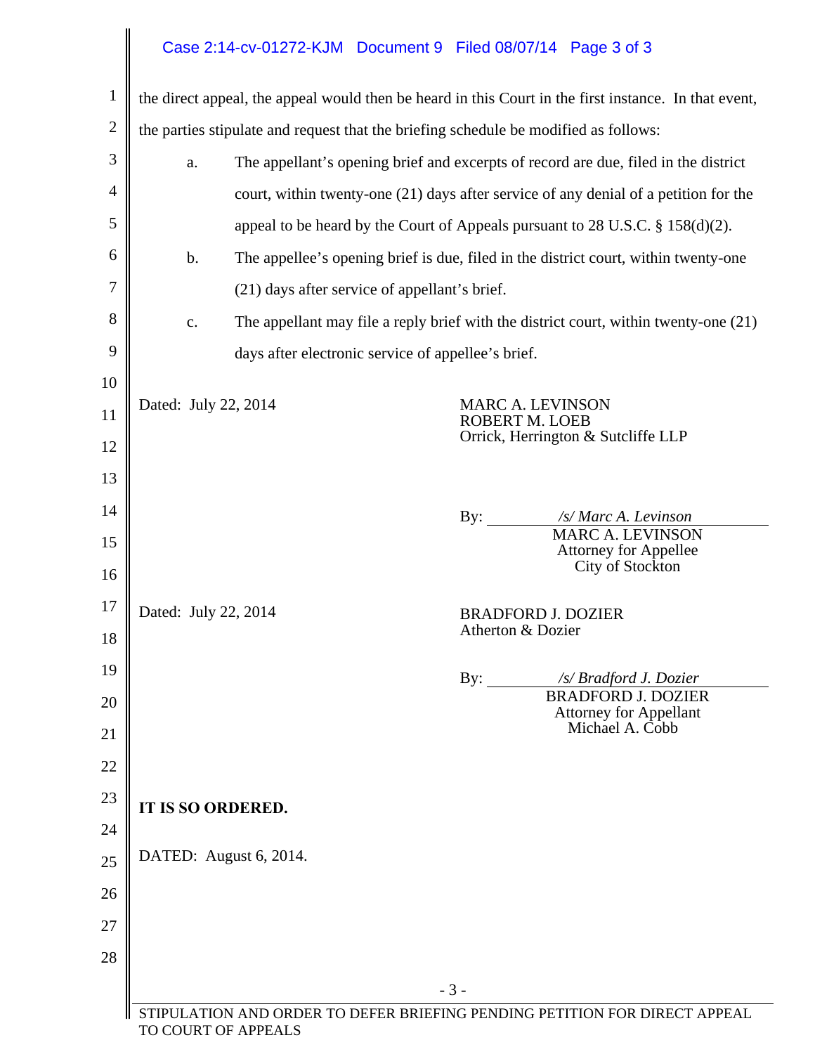the direct appeal, the appeal would then be heard in this Court in the first instance. In that event, the parties stipulate and request that the briefing schedule be modified as follows:

a. The appellant's opening brief and excerpts of record are due, filed in the district court, within twenty-one (21) days after service of any denial of a petition for the appeal to be heard by the Court of Appeals pursuant to 28 U.S.C. § 158(d)(2).

b. The appellee's opening brief is due, filed in the district court, within twenty-one (21) days after service of appellant's brief.

c. The appellant may file a reply brief with the district court, within twenty-one (21) days after electronic service of appellee's brief.

Dated: July 22, 2014

MARC A. LEVINSON
ROBERT M. LOEB
Orrick, Herrington & Sutcliffe LLP

By: */s/ Marc A. Levinson*
MARC A. LEVINSON
Attorney for Appellee
City of Stockton

Dated: July 22, 2014

BRADFORD J. DOZIER
Atherton & Dozier

By: */s/ Bradford J. Dozier*
BRADFORD J. DOZIER
Attorney for Appellant
Michael A. Cobb

**IT IS SO ORDERED.**

DATED: August 6, 2014.

STIPULATION AND ORDER TO DEFER BRIEFING PENDING PETITION FOR DIRECT APPEAL TO COURT OF APPEALS